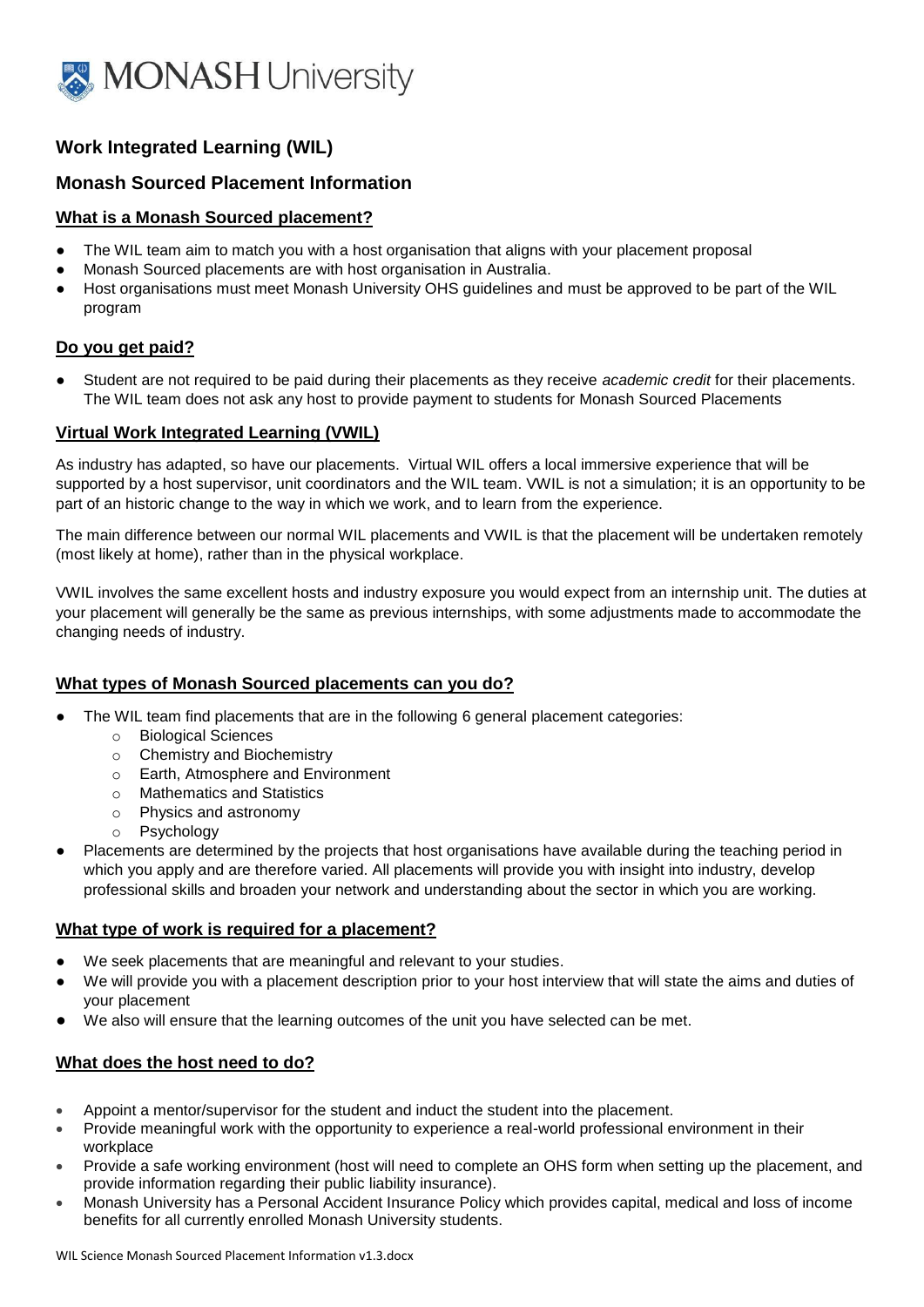MONASH University

## Work Integrated Learning (WIL)

## Monash Sourced Placement Information

### What is a Monash Sourced placement?

- The WIL team aim to match you with a host organisation that aligns with your placement proposal
- Monash Sourced placements are with host organisation in Australia.
- Host organisations must meet Monash University OHS guidelines and must be approved to be part of the WIL program

### Do you get paid?

- Student are not required to be paid during their placements as they receive *academic credit* for their placements. The WIL team does not ask any host to provide payment to students for Monash Sourced Placements

### Virtual Work Integrated Learning (VWIL)

As industry has adapted, so have our placements. Virtual WIL offers a local immersive experience that will be supported by a host supervisor, unit coordinators and the WIL team. VWIL is not a simulation; it is an opportunity to be part of an historic change to the way in which we work, and to learn from the experience.

The main difference between our normal WIL placements and VWIL is that the placement will be undertaken remotely (most likely at home), rather than in the physical workplace.

VWIL involves the same excellent hosts and industry exposure you would expect from an internship unit. The duties at your placement will generally be the same as previous internships, with some adjustments made to accommodate the changing needs of industry.

### What types of Monash Sourced placements can you do?

- The WIL team find placements that are in the following 6 general placement categories:
  - Biological Sciences
  - Chemistry and Biochemistry
  - Earth, Atmosphere and Environment
  - Mathematics and Statistics
  - Physics and astronomy
  - Psychology
- Placements are determined by the projects that host organisations have available during the teaching period in which you apply and are therefore varied. All placements will provide you with insight into industry, develop professional skills and broaden your network and understanding about the sector in which you are working.

### What type of work is required for a placement?

- We seek placements that are meaningful and relevant to your studies.
- We will provide you with a placement description prior to your host interview that will state the aims and duties of your placement
- We also will ensure that the learning outcomes of the unit you have selected can be met.

### What does the host need to do?

- Appoint a mentor/supervisor for the student and induct the student into the placement.
- Provide meaningful work with the opportunity to experience a real-world professional environment in their workplace
- Provide a safe working environment (host will need to complete an OHS form when setting up the placement, and provide information regarding their public liability insurance).
- Monash University has a Personal Accident Insurance Policy which provides capital, medical and loss of income benefits for all currently enrolled Monash University students.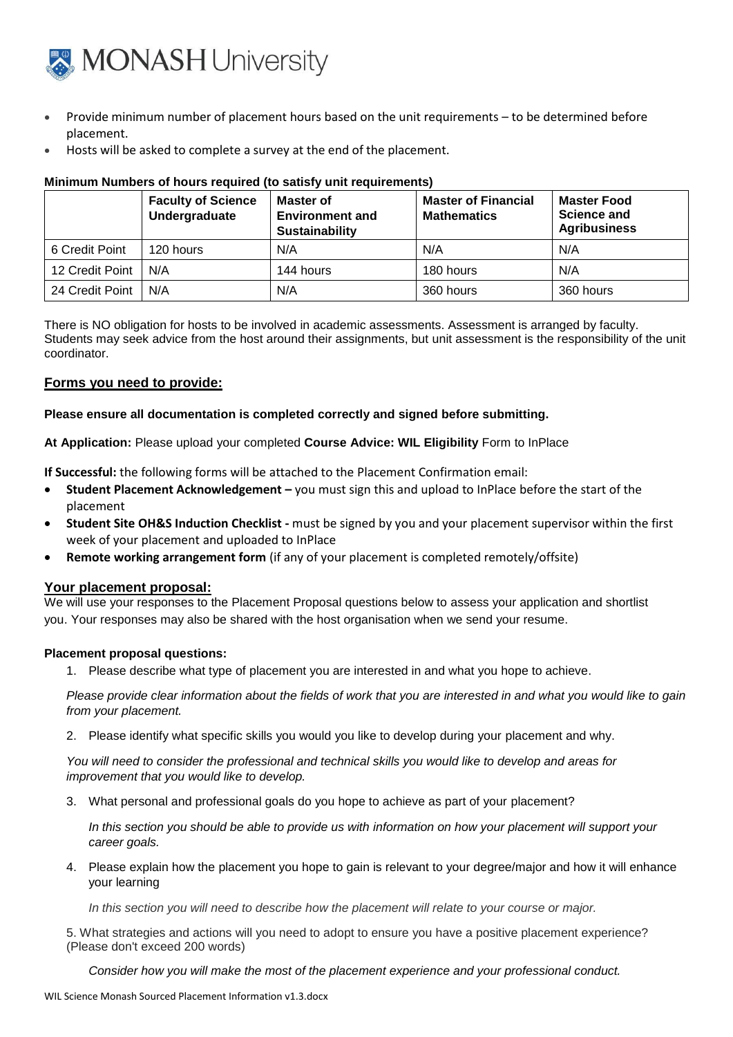- Provide minimum number of placement hours based on the unit requirements – to be determined before placement.
- Hosts will be asked to complete a survey at the end of the placement.

**Minimum Numbers of hours required (to satisfy unit requirements)**

| | **Faculty of Science Undergraduate** | **Master of Environment and Sustainability** | **Master of Financial Mathematics** | **Master Food Science and Agribusiness** |
|---|---|---|---|---|
| 6 Credit Point | 120 hours | N/A | N/A | N/A |
| 12 Credit Point | N/A | 144 hours | 180 hours | N/A |
| 24 Credit Point | N/A | N/A | 360 hours | 360 hours |

There is NO obligation for hosts to be involved in academic assessments. Assessment is arranged by faculty. Students may seek advice from the host around their assignments, but unit assessment is the responsibility of the unit coordinator.

## Forms you need to provide:

**Please ensure all documentation is completed correctly and signed before submitting.**

**At Application:** Please upload your completed **Course Advice: WIL Eligibility** Form to InPlace

**If Successful:** the following forms will be attached to the Placement Confirmation email:

- **Student Placement Acknowledgement –** you must sign this and upload to InPlace before the start of the placement
- **Student Site OH&S Induction Checklist -** must be signed by you and your placement supervisor within the first week of your placement and uploaded to InPlace
- **Remote working arrangement form** (if any of your placement is completed remotely/offsite)

## Your placement proposal:

We will use your responses to the Placement Proposal questions below to assess your application and shortlist you. Your responses may also be shared with the host organisation when we send your resume.

**Placement proposal questions:**

1. Please describe what type of placement you are interested in and what you hope to achieve.

   *Please provide clear information about the fields of work that you are interested in and what you would like to gain from your placement.*

2. Please identify what specific skills you would you like to develop during your placement and why.

   *You will need to consider the professional and technical skills you would like to develop and areas for improvement that you would like to develop.*

3. What personal and professional goals do you hope to achieve as part of your placement?

   *In this section you should be able to provide us with information on how your placement will support your career goals.*

4. Please explain how the placement you hope to gain is relevant to your degree/major and how it will enhance your learning

   *In this section you will need to describe how the placement will relate to your course or major.*

5. What strategies and actions will you need to adopt to ensure you have a positive placement experience? (Please don't exceed 200 words)

   *Consider how you will make the most of the placement experience and your professional conduct.*